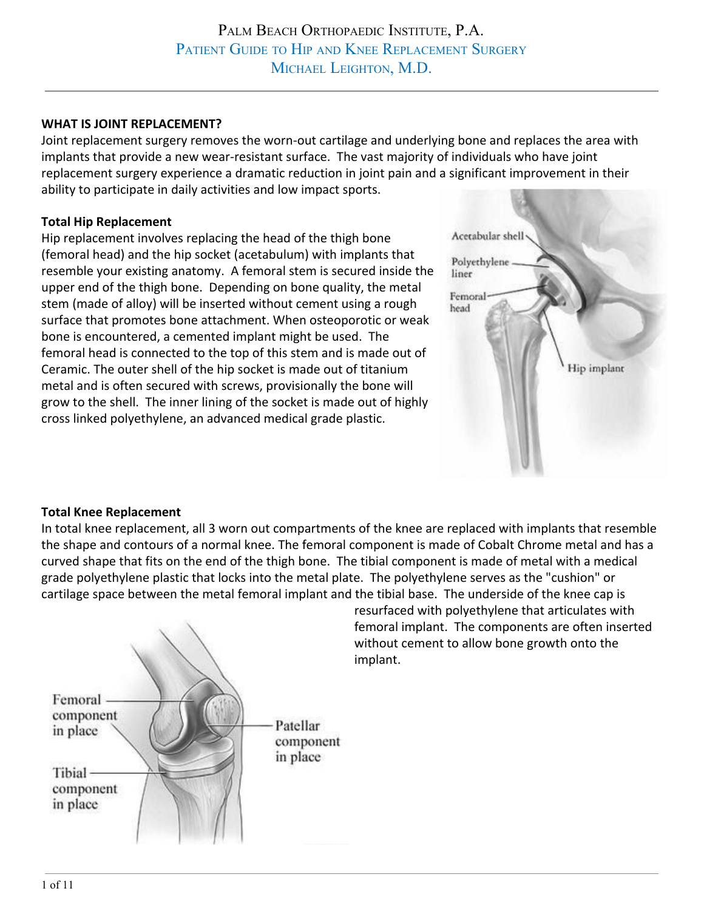# Palm Beach Orthopaedic Institute, P.A.

## Patient Guide to Hip and Knee Replacement Surgery

### Michael Leighton, M.D.

---

**WHAT IS JOINT REPLACEMENT?**

Joint replacement surgery removes the worn-out cartilage and underlying bone and replaces the area with implants that provide a new wear-resistant surface. The vast majority of individuals who have joint replacement surgery experience a dramatic reduction in joint pain and a significant improvement in their ability to participate in daily activities and low impact sports.

**Total Hip Replacement**

Hip replacement involves replacing the head of the thigh bone (femoral head) and the hip socket (acetabulum) with implants that resemble your existing anatomy. A femoral stem is secured inside the upper end of the thigh bone. Depending on bone quality, the metal stem (made of alloy) will be inserted without cement using a rough surface that promotes bone attachment. When osteoporotic or weak bone is encountered, a cemented implant might be used. The femoral head is connected to the top of this stem and is made out of Ceramic. The outer shell of the hip socket is made out of titanium metal and is often secured with screws, provisionally the bone will grow to the shell. The inner lining of the socket is made out of highly cross linked polyethylene, an advanced medical grade plastic.

Acetabular shell
Polyethylene liner
Femoral head
Hip implant

**Total Knee Replacement**

In total knee replacement, all 3 worn out compartments of the knee are replaced with implants that resemble the shape and contours of a normal knee. The femoral component is made of Cobalt Chrome metal and has a curved shape that fits on the end of the thigh bone. The tibial component is made of metal with a medical grade polyethylene plastic that locks into the metal plate. The polyethylene serves as the "cushion" or cartilage space between the metal femoral implant and the tibial base. The underside of the knee cap is resurfaced with polyethylene that articulates with femoral implant. The components are often inserted without cement to allow bone growth onto the implant.

Femoral component in place
Tibial component in place
Patellar component in place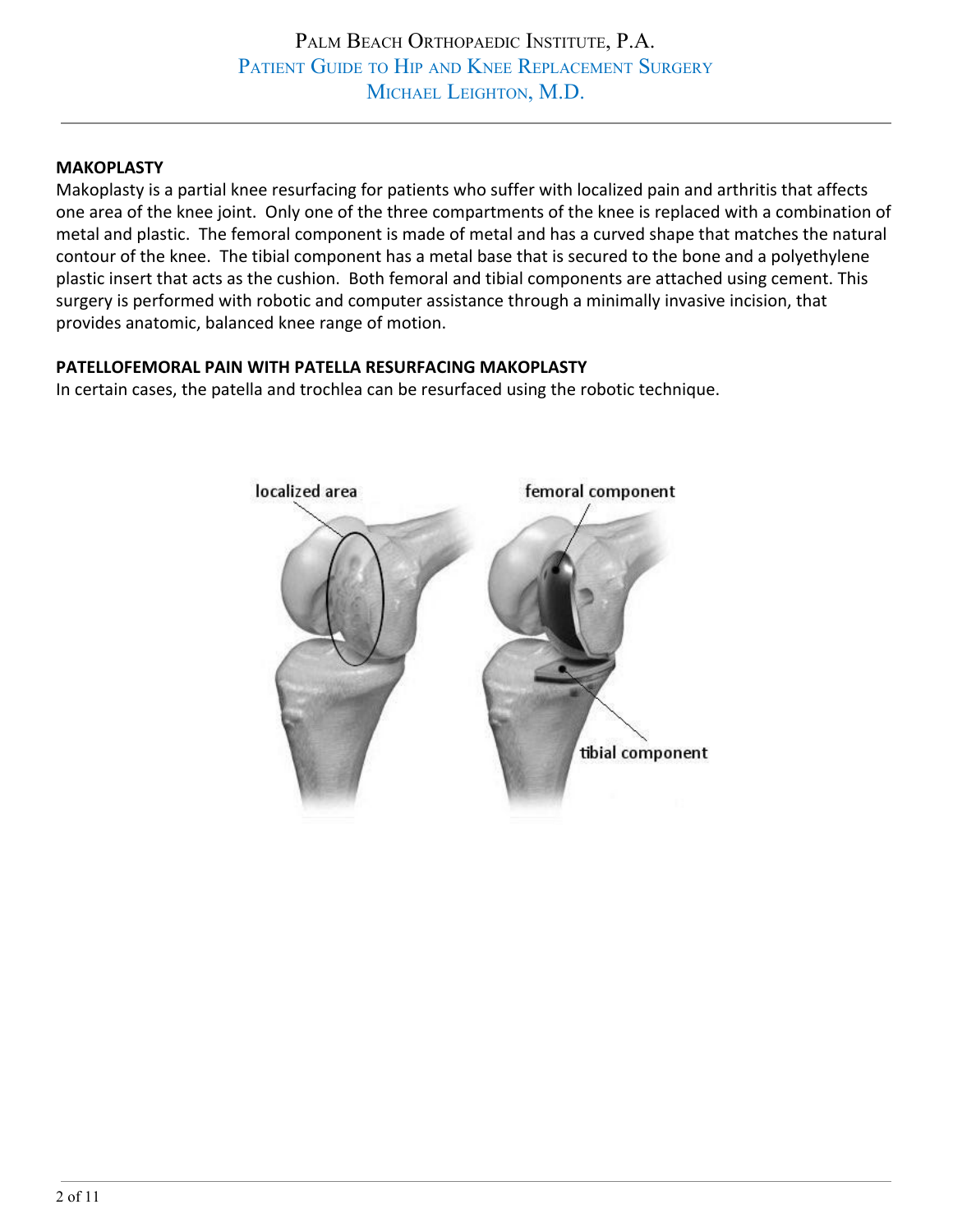**MAKOPLASTY**

Makoplasty is a partial knee resurfacing for patients who suffer with localized pain and arthritis that affects one area of the knee joint. Only one of the three compartments of the knee is replaced with a combination of metal and plastic. The femoral component is made of metal and has a curved shape that matches the natural contour of the knee. The tibial component has a metal base that is secured to the bone and a polyethylene plastic insert that acts as the cushion. Both femoral and tibial components are attached using cement. This surgery is performed with robotic and computer assistance through a minimally invasive incision, that provides anatomic, balanced knee range of motion.

**PATELLOFEMORAL PAIN WITH PATELLA RESURFACING MAKOPLASTY**

In certain cases, the patella and trochlea can be resurfaced using the robotic technique.

localized area

femoral component

tibial component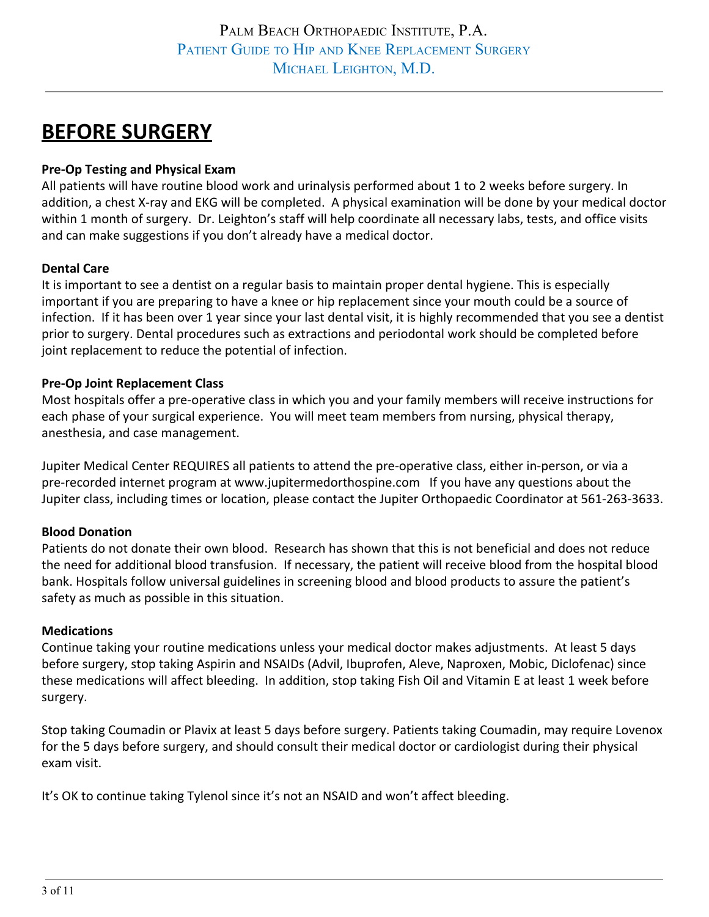# BEFORE SURGERY

**Pre-Op Testing and Physical Exam**

All patients will have routine blood work and urinalysis performed about 1 to 2 weeks before surgery. In addition, a chest X-ray and EKG will be completed. A physical examination will be done by your medical doctor within 1 month of surgery. Dr. Leighton's staff will help coordinate all necessary labs, tests, and office visits and can make suggestions if you don't already have a medical doctor.

**Dental Care**

It is important to see a dentist on a regular basis to maintain proper dental hygiene. This is especially important if you are preparing to have a knee or hip replacement since your mouth could be a source of infection. If it has been over 1 year since your last dental visit, it is highly recommended that you see a dentist prior to surgery. Dental procedures such as extractions and periodontal work should be completed before joint replacement to reduce the potential of infection.

**Pre-Op Joint Replacement Class**

Most hospitals offer a pre-operative class in which you and your family members will receive instructions for each phase of your surgical experience. You will meet team members from nursing, physical therapy, anesthesia, and case management.

Jupiter Medical Center REQUIRES all patients to attend the pre-operative class, either in-person, or via a pre-recorded internet program at www.jupitermedorthospine.com If you have any questions about the Jupiter class, including times or location, please contact the Jupiter Orthopaedic Coordinator at 561-263-3633.

**Blood Donation**

Patients do not donate their own blood. Research has shown that this is not beneficial and does not reduce the need for additional blood transfusion. If necessary, the patient will receive blood from the hospital blood bank. Hospitals follow universal guidelines in screening blood and blood products to assure the patient's safety as much as possible in this situation.

**Medications**

Continue taking your routine medications unless your medical doctor makes adjustments. At least 5 days before surgery, stop taking Aspirin and NSAIDs (Advil, Ibuprofen, Aleve, Naproxen, Mobic, Diclofenac) since these medications will affect bleeding. In addition, stop taking Fish Oil and Vitamin E at least 1 week before surgery.

Stop taking Coumadin or Plavix at least 5 days before surgery. Patients taking Coumadin, may require Lovenox for the 5 days before surgery, and should consult their medical doctor or cardiologist during their physical exam visit.

It's OK to continue taking Tylenol since it's not an NSAID and won't affect bleeding.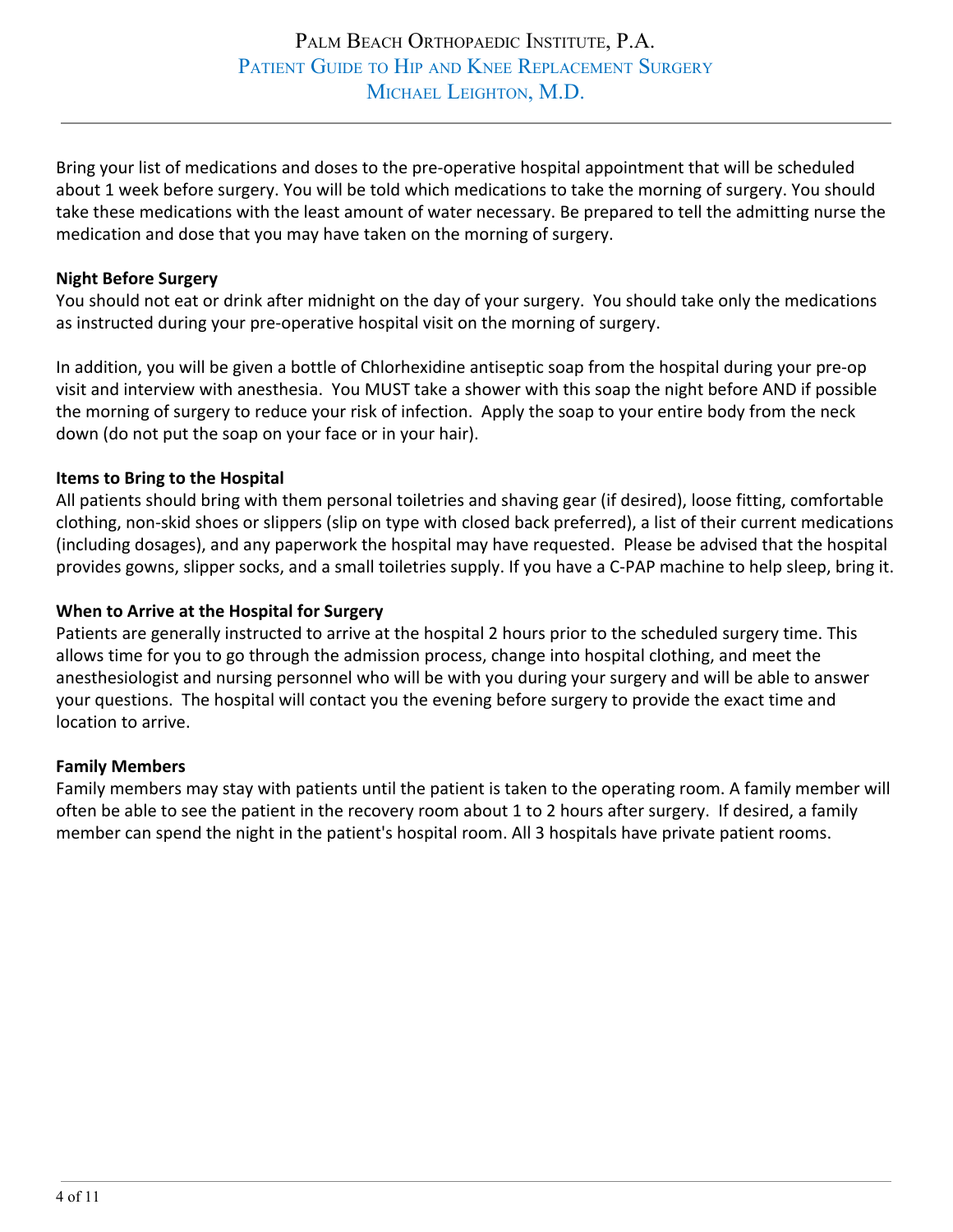Bring your list of medications and doses to the pre-operative hospital appointment that will be scheduled about 1 week before surgery. You will be told which medications to take the morning of surgery. You should take these medications with the least amount of water necessary. Be prepared to tell the admitting nurse the medication and dose that you may have taken on the morning of surgery.

**Night Before Surgery**

You should not eat or drink after midnight on the day of your surgery. You should take only the medications as instructed during your pre-operative hospital visit on the morning of surgery.

In addition, you will be given a bottle of Chlorhexidine antiseptic soap from the hospital during your pre-op visit and interview with anesthesia. You MUST take a shower with this soap the night before AND if possible the morning of surgery to reduce your risk of infection. Apply the soap to your entire body from the neck down (do not put the soap on your face or in your hair).

**Items to Bring to the Hospital**

All patients should bring with them personal toiletries and shaving gear (if desired), loose fitting, comfortable clothing, non-skid shoes or slippers (slip on type with closed back preferred), a list of their current medications (including dosages), and any paperwork the hospital may have requested. Please be advised that the hospital provides gowns, slipper socks, and a small toiletries supply. If you have a C-PAP machine to help sleep, bring it.

**When to Arrive at the Hospital for Surgery**

Patients are generally instructed to arrive at the hospital 2 hours prior to the scheduled surgery time. This allows time for you to go through the admission process, change into hospital clothing, and meet the anesthesiologist and nursing personnel who will be with you during your surgery and will be able to answer your questions. The hospital will contact you the evening before surgery to provide the exact time and location to arrive.

**Family Members**

Family members may stay with patients until the patient is taken to the operating room. A family member will often be able to see the patient in the recovery room about 1 to 2 hours after surgery. If desired, a family member can spend the night in the patient's hospital room. All 3 hospitals have private patient rooms.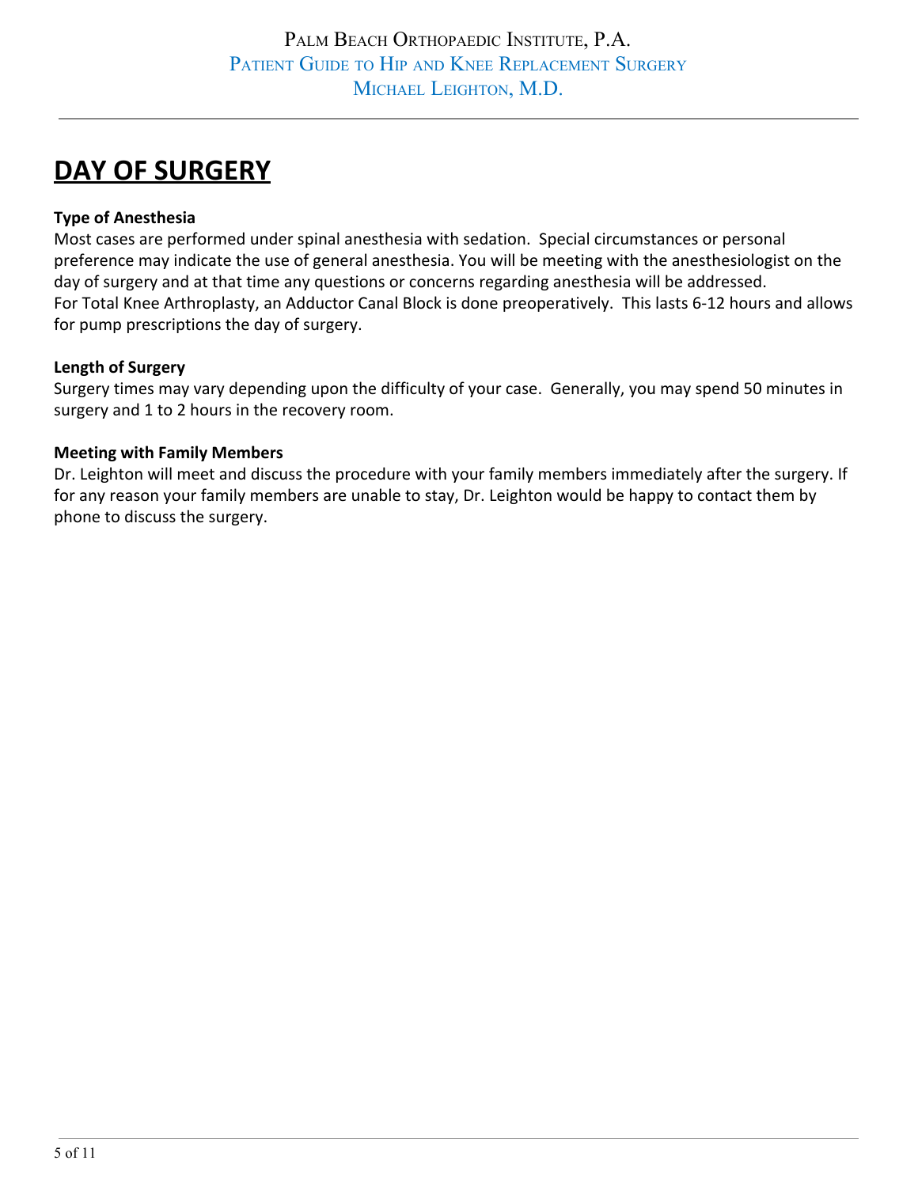# DAY OF SURGERY

**Type of Anesthesia**

Most cases are performed under spinal anesthesia with sedation. Special circumstances or personal preference may indicate the use of general anesthesia. You will be meeting with the anesthesiologist on the day of surgery and at that time any questions or concerns regarding anesthesia will be addressed.
For Total Knee Arthroplasty, an Adductor Canal Block is done preoperatively. This lasts 6-12 hours and allows for pump prescriptions the day of surgery.

**Length of Surgery**

Surgery times may vary depending upon the difficulty of your case. Generally, you may spend 50 minutes in surgery and 1 to 2 hours in the recovery room.

**Meeting with Family Members**

Dr. Leighton will meet and discuss the procedure with your family members immediately after the surgery. If for any reason your family members are unable to stay, Dr. Leighton would be happy to contact them by phone to discuss the surgery.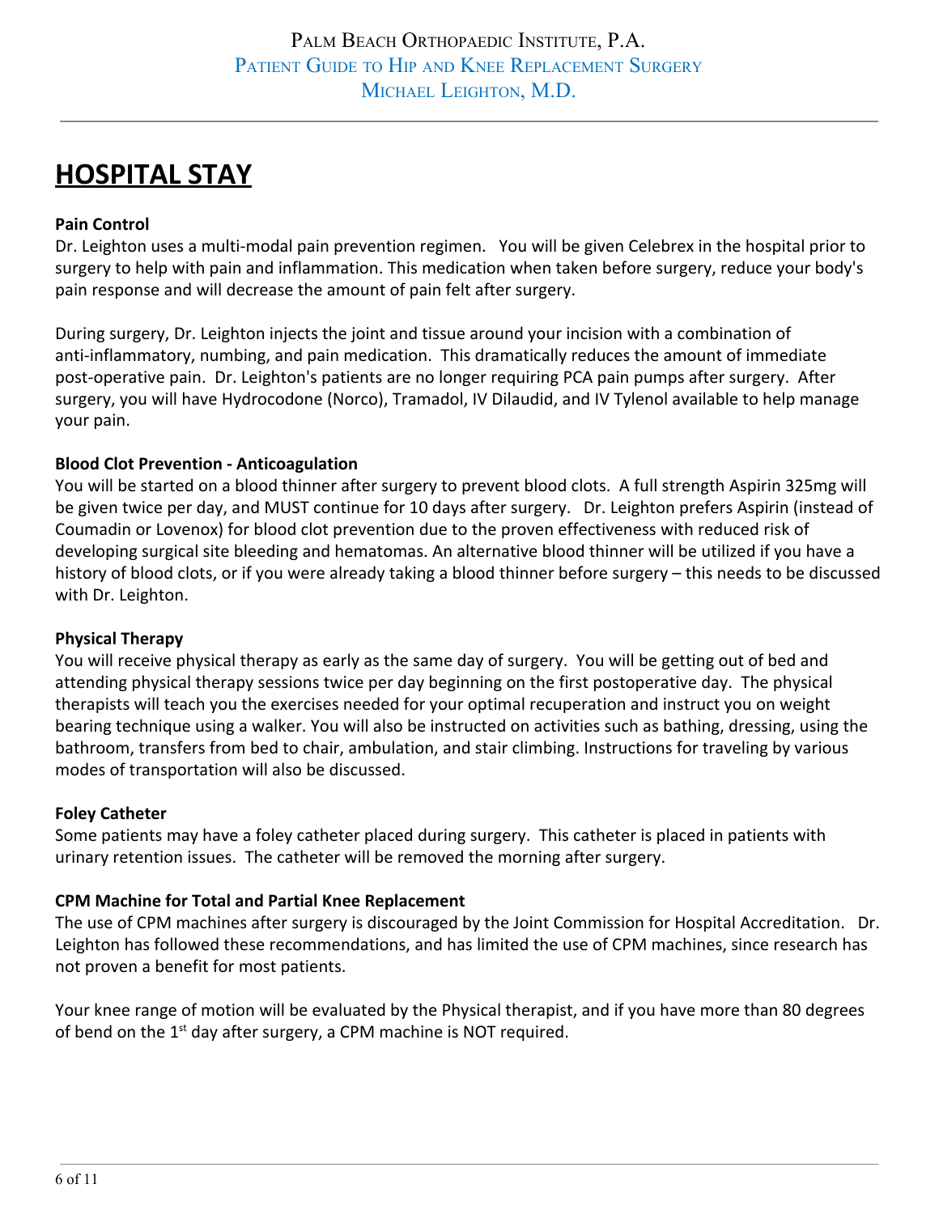# HOSPITAL STAY

**Pain Control**

Dr. Leighton uses a multi-modal pain prevention regimen. You will be given Celebrex in the hospital prior to surgery to help with pain and inflammation. This medication when taken before surgery, reduce your body's pain response and will decrease the amount of pain felt after surgery.

During surgery, Dr. Leighton injects the joint and tissue around your incision with a combination of anti-inflammatory, numbing, and pain medication. This dramatically reduces the amount of immediate post-operative pain. Dr. Leighton's patients are no longer requiring PCA pain pumps after surgery. After surgery, you will have Hydrocodone (Norco), Tramadol, IV Dilaudid, and IV Tylenol available to help manage your pain.

**Blood Clot Prevention - Anticoagulation**

You will be started on a blood thinner after surgery to prevent blood clots. A full strength Aspirin 325mg will be given twice per day, and MUST continue for 10 days after surgery. Dr. Leighton prefers Aspirin (instead of Coumadin or Lovenox) for blood clot prevention due to the proven effectiveness with reduced risk of developing surgical site bleeding and hematomas. An alternative blood thinner will be utilized if you have a history of blood clots, or if you were already taking a blood thinner before surgery – this needs to be discussed with Dr. Leighton.

**Physical Therapy**

You will receive physical therapy as early as the same day of surgery. You will be getting out of bed and attending physical therapy sessions twice per day beginning on the first postoperative day. The physical therapists will teach you the exercises needed for your optimal recuperation and instruct you on weight bearing technique using a walker. You will also be instructed on activities such as bathing, dressing, using the bathroom, transfers from bed to chair, ambulation, and stair climbing. Instructions for traveling by various modes of transportation will also be discussed.

**Foley Catheter**

Some patients may have a foley catheter placed during surgery. This catheter is placed in patients with urinary retention issues. The catheter will be removed the morning after surgery.

**CPM Machine for Total and Partial Knee Replacement**

The use of CPM machines after surgery is discouraged by the Joint Commission for Hospital Accreditation. Dr. Leighton has followed these recommendations, and has limited the use of CPM machines, since research has not proven a benefit for most patients.

Your knee range of motion will be evaluated by the Physical therapist, and if you have more than 80 degrees of bend on the 1st day after surgery, a CPM machine is NOT required.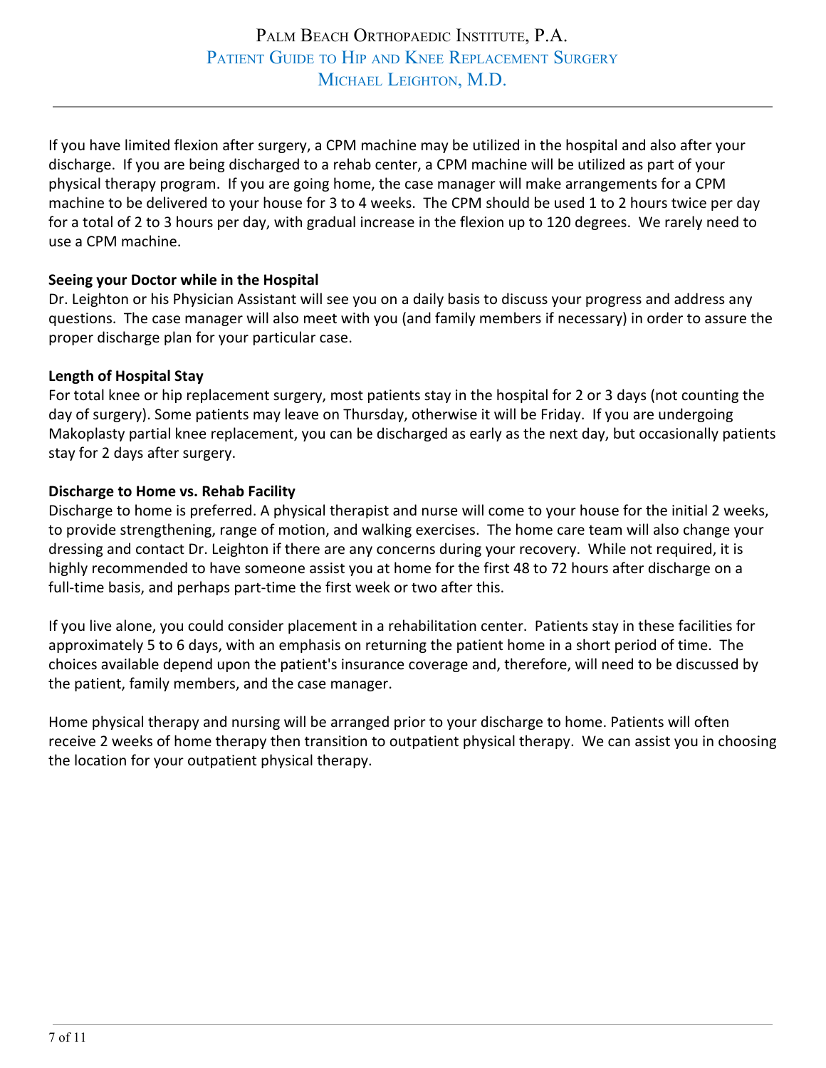If you have limited flexion after surgery, a CPM machine may be utilized in the hospital and also after your discharge. If you are being discharged to a rehab center, a CPM machine will be utilized as part of your physical therapy program. If you are going home, the case manager will make arrangements for a CPM machine to be delivered to your house for 3 to 4 weeks. The CPM should be used 1 to 2 hours twice per day for a total of 2 to 3 hours per day, with gradual increase in the flexion up to 120 degrees. We rarely need to use a CPM machine.

**Seeing your Doctor while in the Hospital**

Dr. Leighton or his Physician Assistant will see you on a daily basis to discuss your progress and address any questions. The case manager will also meet with you (and family members if necessary) in order to assure the proper discharge plan for your particular case.

**Length of Hospital Stay**

For total knee or hip replacement surgery, most patients stay in the hospital for 2 or 3 days (not counting the day of surgery). Some patients may leave on Thursday, otherwise it will be Friday. If you are undergoing Makoplasty partial knee replacement, you can be discharged as early as the next day, but occasionally patients stay for 2 days after surgery.

**Discharge to Home vs. Rehab Facility**

Discharge to home is preferred. A physical therapist and nurse will come to your house for the initial 2 weeks, to provide strengthening, range of motion, and walking exercises. The home care team will also change your dressing and contact Dr. Leighton if there are any concerns during your recovery. While not required, it is highly recommended to have someone assist you at home for the first 48 to 72 hours after discharge on a full-time basis, and perhaps part-time the first week or two after this.

If you live alone, you could consider placement in a rehabilitation center. Patients stay in these facilities for approximately 5 to 6 days, with an emphasis on returning the patient home in a short period of time. The choices available depend upon the patient's insurance coverage and, therefore, will need to be discussed by the patient, family members, and the case manager.

Home physical therapy and nursing will be arranged prior to your discharge to home. Patients will often receive 2 weeks of home therapy then transition to outpatient physical therapy. We can assist you in choosing the location for your outpatient physical therapy.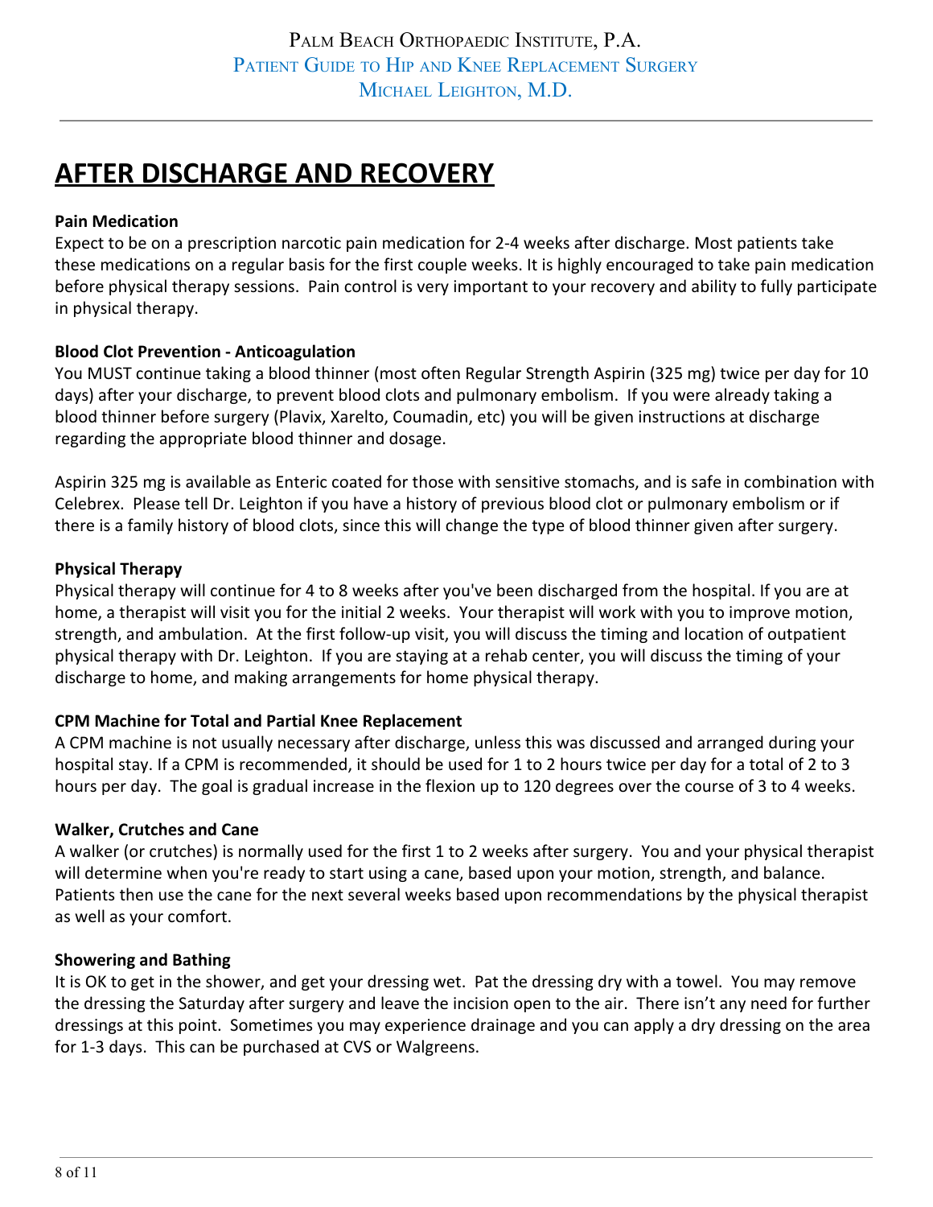# AFTER DISCHARGE AND RECOVERY

**Pain Medication**

Expect to be on a prescription narcotic pain medication for 2-4 weeks after discharge. Most patients take these medications on a regular basis for the first couple weeks. It is highly encouraged to take pain medication before physical therapy sessions. Pain control is very important to your recovery and ability to fully participate in physical therapy.

**Blood Clot Prevention - Anticoagulation**

You MUST continue taking a blood thinner (most often Regular Strength Aspirin (325 mg) twice per day for 10 days) after your discharge, to prevent blood clots and pulmonary embolism. If you were already taking a blood thinner before surgery (Plavix, Xarelto, Coumadin, etc) you will be given instructions at discharge regarding the appropriate blood thinner and dosage.

Aspirin 325 mg is available as Enteric coated for those with sensitive stomachs, and is safe in combination with Celebrex. Please tell Dr. Leighton if you have a history of previous blood clot or pulmonary embolism or if there is a family history of blood clots, since this will change the type of blood thinner given after surgery.

**Physical Therapy**

Physical therapy will continue for 4 to 8 weeks after you've been discharged from the hospital. If you are at home, a therapist will visit you for the initial 2 weeks. Your therapist will work with you to improve motion, strength, and ambulation. At the first follow-up visit, you will discuss the timing and location of outpatient physical therapy with Dr. Leighton. If you are staying at a rehab center, you will discuss the timing of your discharge to home, and making arrangements for home physical therapy.

**CPM Machine for Total and Partial Knee Replacement**

A CPM machine is not usually necessary after discharge, unless this was discussed and arranged during your hospital stay. If a CPM is recommended, it should be used for 1 to 2 hours twice per day for a total of 2 to 3 hours per day. The goal is gradual increase in the flexion up to 120 degrees over the course of 3 to 4 weeks.

**Walker, Crutches and Cane**

A walker (or crutches) is normally used for the first 1 to 2 weeks after surgery. You and your physical therapist will determine when you're ready to start using a cane, based upon your motion, strength, and balance. Patients then use the cane for the next several weeks based upon recommendations by the physical therapist as well as your comfort.

**Showering and Bathing**

It is OK to get in the shower, and get your dressing wet. Pat the dressing dry with a towel. You may remove the dressing the Saturday after surgery and leave the incision open to the air. There isn't any need for further dressings at this point. Sometimes you may experience drainage and you can apply a dry dressing on the area for 1-3 days. This can be purchased at CVS or Walgreens.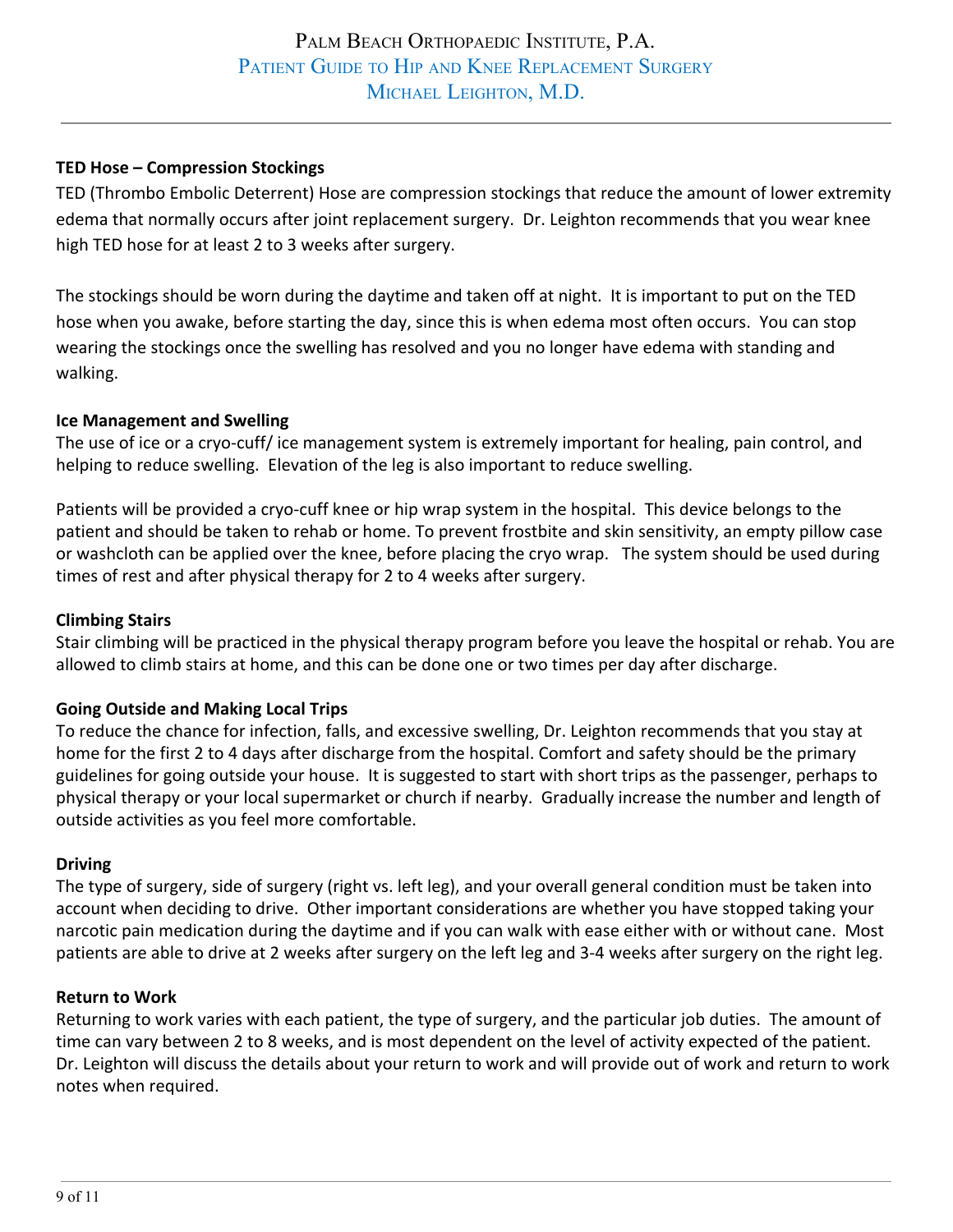### TED Hose – Compression Stockings

TED (Thrombo Embolic Deterrent) Hose are compression stockings that reduce the amount of lower extremity edema that normally occurs after joint replacement surgery. Dr. Leighton recommends that you wear knee high TED hose for at least 2 to 3 weeks after surgery.

The stockings should be worn during the daytime and taken off at night. It is important to put on the TED hose when you awake, before starting the day, since this is when edema most often occurs. You can stop wearing the stockings once the swelling has resolved and you no longer have edema with standing and walking.

### Ice Management and Swelling

The use of ice or a cryo-cuff/ ice management system is extremely important for healing, pain control, and helping to reduce swelling. Elevation of the leg is also important to reduce swelling.

Patients will be provided a cryo-cuff knee or hip wrap system in the hospital. This device belongs to the patient and should be taken to rehab or home. To prevent frostbite and skin sensitivity, an empty pillow case or washcloth can be applied over the knee, before placing the cryo wrap. The system should be used during times of rest and after physical therapy for 2 to 4 weeks after surgery.

### Climbing Stairs

Stair climbing will be practiced in the physical therapy program before you leave the hospital or rehab. You are allowed to climb stairs at home, and this can be done one or two times per day after discharge.

### Going Outside and Making Local Trips

To reduce the chance for infection, falls, and excessive swelling, Dr. Leighton recommends that you stay at home for the first 2 to 4 days after discharge from the hospital. Comfort and safety should be the primary guidelines for going outside your house. It is suggested to start with short trips as the passenger, perhaps to physical therapy or your local supermarket or church if nearby. Gradually increase the number and length of outside activities as you feel more comfortable.

### Driving

The type of surgery, side of surgery (right vs. left leg), and your overall general condition must be taken into account when deciding to drive. Other important considerations are whether you have stopped taking your narcotic pain medication during the daytime and if you can walk with ease either with or without cane. Most patients are able to drive at 2 weeks after surgery on the left leg and 3-4 weeks after surgery on the right leg.

### Return to Work

Returning to work varies with each patient, the type of surgery, and the particular job duties. The amount of time can vary between 2 to 8 weeks, and is most dependent on the level of activity expected of the patient. Dr. Leighton will discuss the details about your return to work and will provide out of work and return to work notes when required.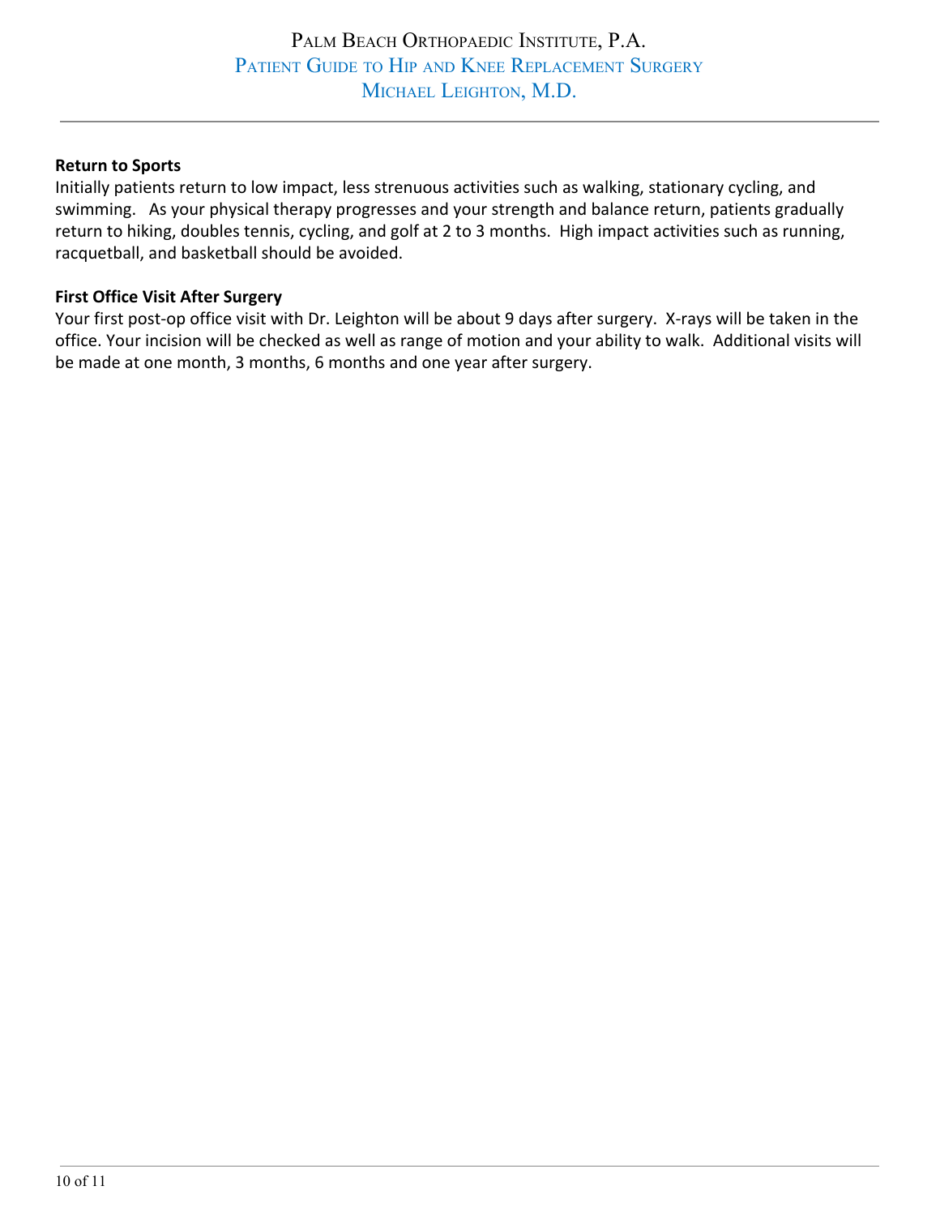**Return to Sports**

Initially patients return to low impact, less strenuous activities such as walking, stationary cycling, and swimming. As your physical therapy progresses and your strength and balance return, patients gradually return to hiking, doubles tennis, cycling, and golf at 2 to 3 months. High impact activities such as running, racquetball, and basketball should be avoided.

**First Office Visit After Surgery**

Your first post-op office visit with Dr. Leighton will be about 9 days after surgery. X-rays will be taken in the office. Your incision will be checked as well as range of motion and your ability to walk. Additional visits will be made at one month, 3 months, 6 months and one year after surgery.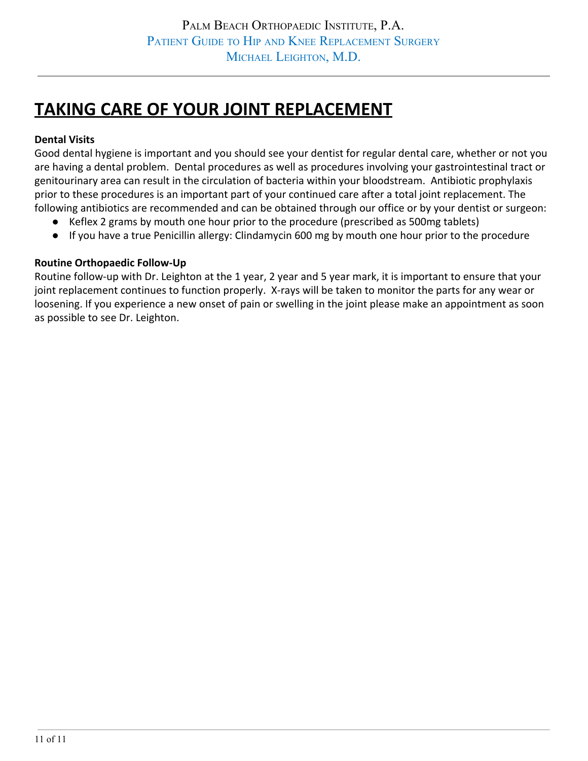# TAKING CARE OF YOUR JOINT REPLACEMENT

**Dental Visits**

Good dental hygiene is important and you should see your dentist for regular dental care, whether or not you are having a dental problem. Dental procedures as well as procedures involving your gastrointestinal tract or genitourinary area can result in the circulation of bacteria within your bloodstream. Antibiotic prophylaxis prior to these procedures is an important part of your continued care after a total joint replacement. The following antibiotics are recommended and can be obtained through our office or by your dentist or surgeon:

- Keflex 2 grams by mouth one hour prior to the procedure (prescribed as 500mg tablets)
- If you have a true Penicillin allergy: Clindamycin 600 mg by mouth one hour prior to the procedure

**Routine Orthopaedic Follow-Up**

Routine follow-up with Dr. Leighton at the 1 year, 2 year and 5 year mark, it is important to ensure that your joint replacement continues to function properly. X-rays will be taken to monitor the parts for any wear or loosening. If you experience a new onset of pain or swelling in the joint please make an appointment as soon as possible to see Dr. Leighton.